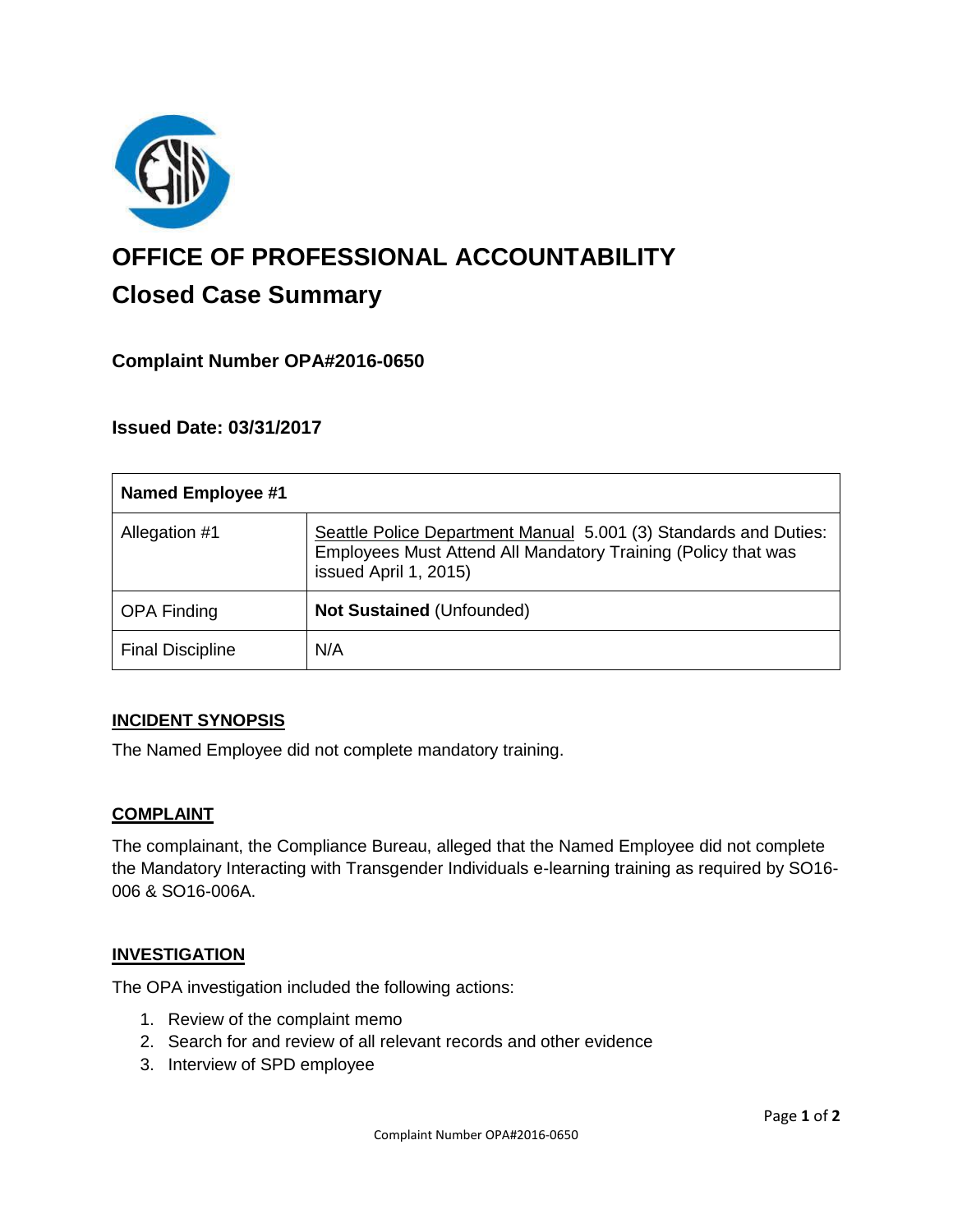# OFFICE OF PROFESSIONAL ACCOUNTABILITY

## Closed Case Summary

### Complaint Number OPA#2016-0650

### Issued Date: 03/31/2017

| Named Employee #1 | |
|---|---|
| Allegation #1 | Seattle Police Department Manual 5.001 (3) Standards and Duties: Employees Must Attend All Mandatory Training (Policy that was issued April 1, 2015) |
| OPA Finding | **Not Sustained** (Unfounded) |
| Final Discipline | N/A |

### INCIDENT SYNOPSIS

The Named Employee did not complete mandatory training.

### COMPLAINT

The complainant, the Compliance Bureau, alleged that the Named Employee did not complete the Mandatory Interacting with Transgender Individuals e-learning training as required by SO16-006 & SO16-006A.

### INVESTIGATION

The OPA investigation included the following actions:

1. Review of the complaint memo
2. Search for and review of all relevant records and other evidence
3. Interview of SPD employee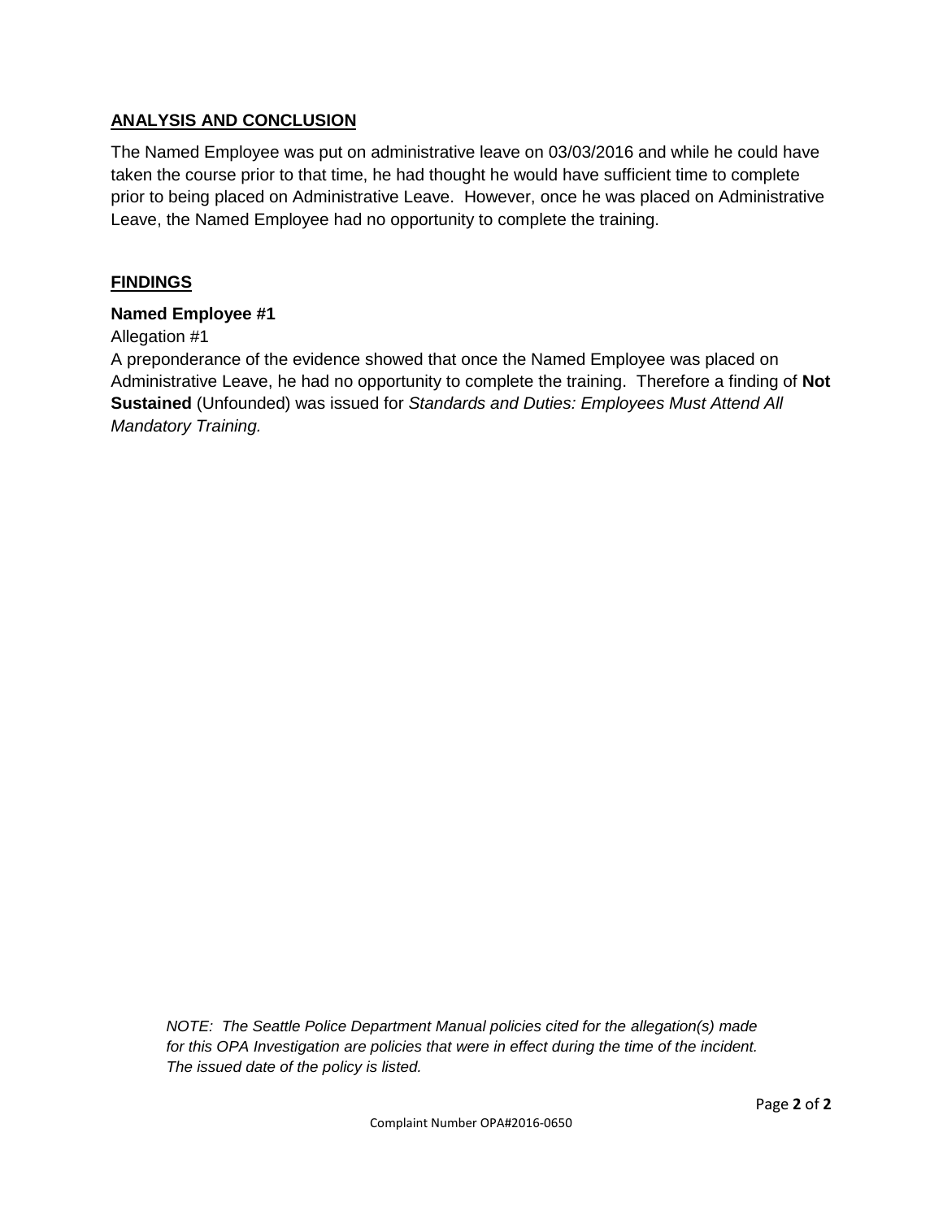## ANALYSIS AND CONCLUSION

The Named Employee was put on administrative leave on 03/03/2016 and while he could have taken the course prior to that time, he had thought he would have sufficient time to complete prior to being placed on Administrative Leave. However, once he was placed on Administrative Leave, the Named Employee had no opportunity to complete the training.

## FINDINGS

**Named Employee #1**

Allegation #1

A preponderance of the evidence showed that once the Named Employee was placed on Administrative Leave, he had no opportunity to complete the training. Therefore a finding of **Not Sustained** (Unfounded) was issued for *Standards and Duties: Employees Must Attend All Mandatory Training.*

*NOTE: The Seattle Police Department Manual policies cited for the allegation(s) made for this OPA Investigation are policies that were in effect during the time of the incident. The issued date of the policy is listed.*

Complaint Number OPA#2016-0650